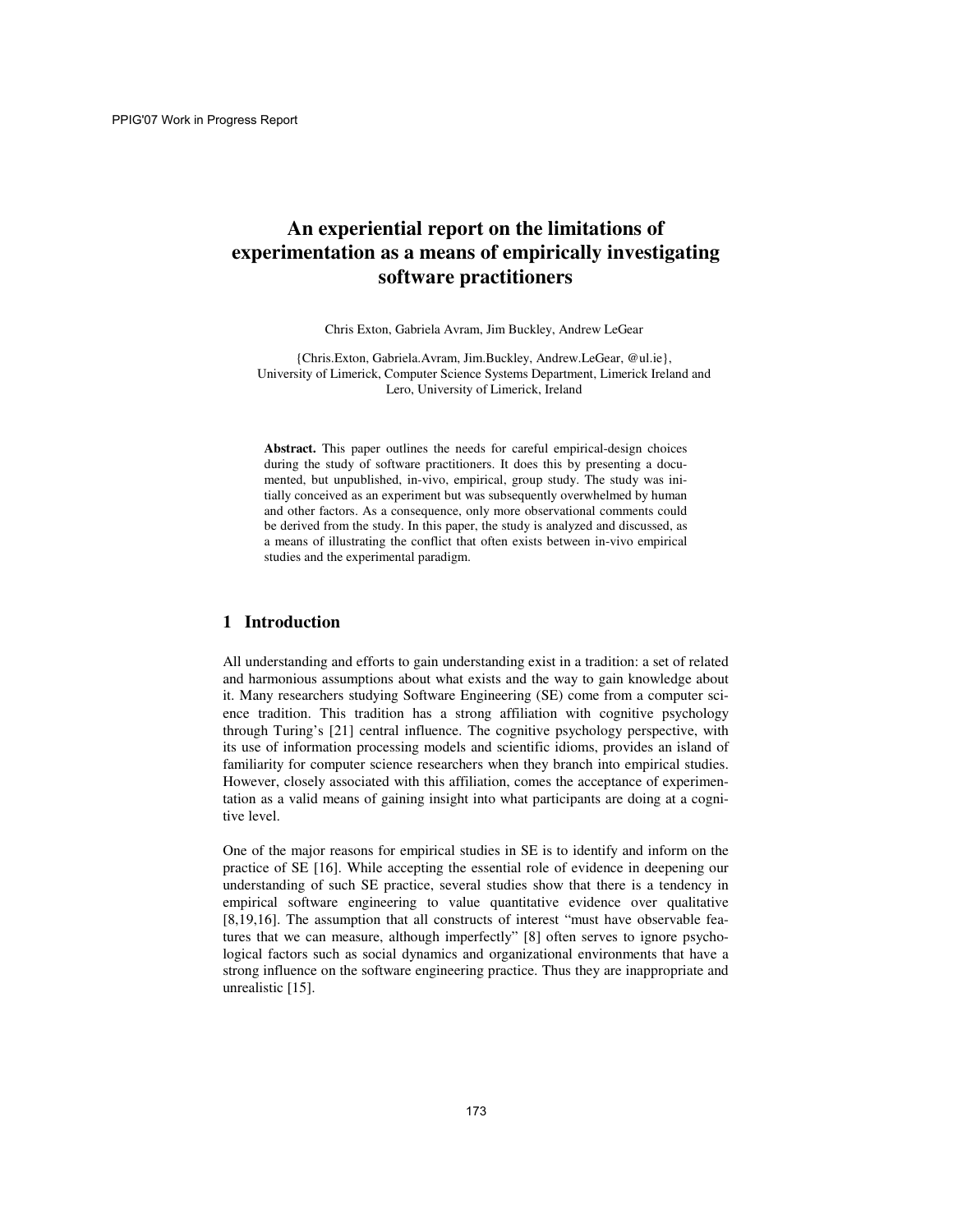# An experiential report on the limitations of experimentation as a means of empirically investigating software practitioners

Chris Exton, Gabriela Avram, Jim Buckley, Andrew LeGear

{Chris.Exton, Gabriela.Avram, Jim.Buckley, Andrew.LeGear, @ul.ie},
University of Limerick, Computer Science Systems Department, Limerick Ireland and Lero, University of Limerick, Ireland

**Abstract.** This paper outlines the needs for careful empirical-design choices during the study of software practitioners. It does this by presenting a documented, but unpublished, in-vivo, empirical, group study. The study was initially conceived as an experiment but was subsequently overwhelmed by human and other factors. As a consequence, only more observational comments could be derived from the study. In this paper, the study is analyzed and discussed, as a means of illustrating the conflict that often exists between in-vivo empirical studies and the experimental paradigm.

## 1 Introduction

All understanding and efforts to gain understanding exist in a tradition: a set of related and harmonious assumptions about what exists and the way to gain knowledge about it. Many researchers studying Software Engineering (SE) come from a computer science tradition. This tradition has a strong affiliation with cognitive psychology through Turing's [21] central influence. The cognitive psychology perspective, with its use of information processing models and scientific idioms, provides an island of familiarity for computer science researchers when they branch into empirical studies. However, closely associated with this affiliation, comes the acceptance of experimentation as a valid means of gaining insight into what participants are doing at a cognitive level.

One of the major reasons for empirical studies in SE is to identify and inform on the practice of SE [16]. While accepting the essential role of evidence in deepening our understanding of such SE practice, several studies show that there is a tendency in empirical software engineering to value quantitative evidence over qualitative [8,19,16]. The assumption that all constructs of interest "must have observable features that we can measure, although imperfectly" [8] often serves to ignore psychological factors such as social dynamics and organizational environments that have a strong influence on the software engineering practice. Thus they are inappropriate and unrealistic [15].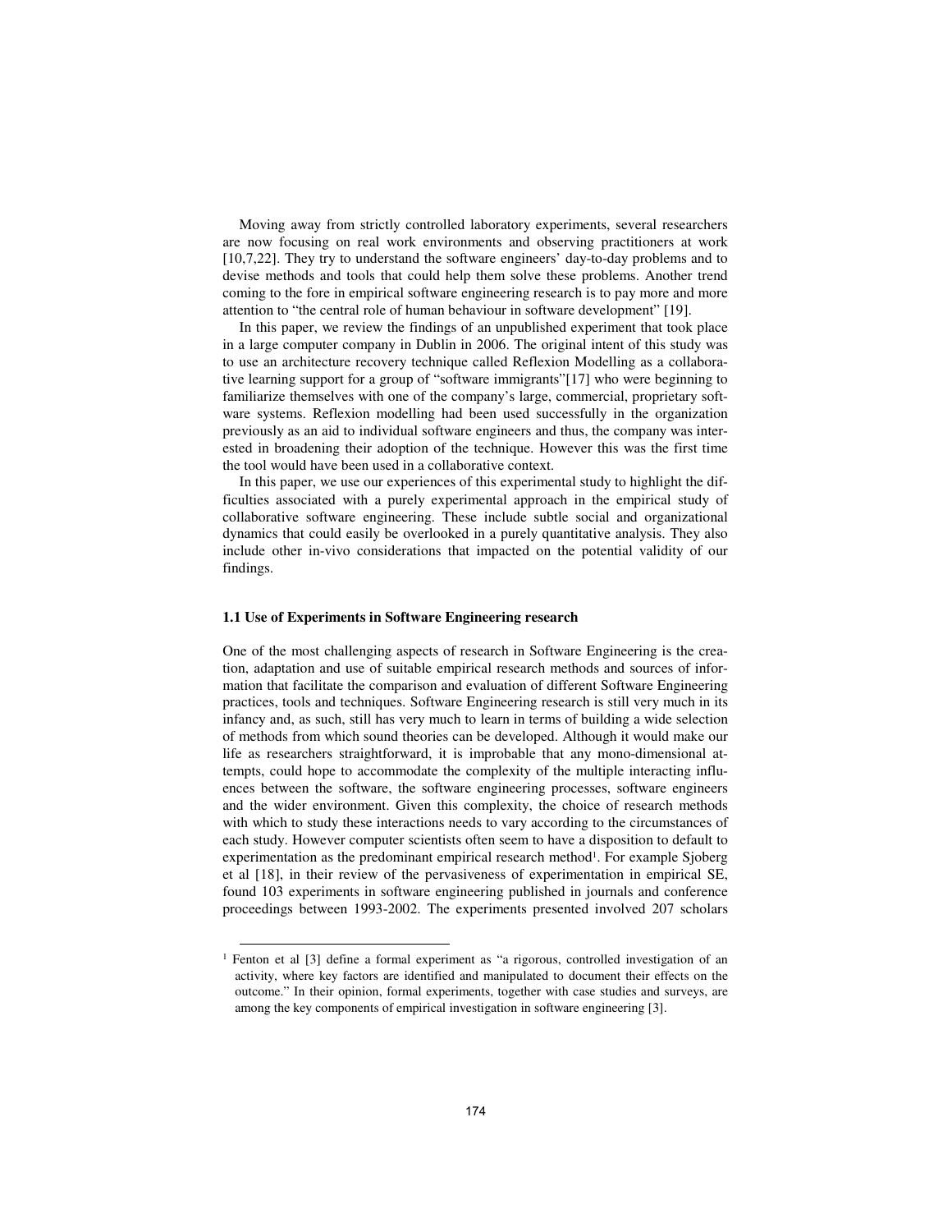Moving away from strictly controlled laboratory experiments, several researchers are now focusing on real work environments and observing practitioners at work [10,7,22]. They try to understand the software engineers' day-to-day problems and to devise methods and tools that could help them solve these problems. Another trend coming to the fore in empirical software engineering research is to pay more and more attention to "the central role of human behaviour in software development" [19].

In this paper, we review the findings of an unpublished experiment that took place in a large computer company in Dublin in 2006. The original intent of this study was to use an architecture recovery technique called Reflexion Modelling as a collaborative learning support for a group of "software immigrants"[17] who were beginning to familiarize themselves with one of the company's large, commercial, proprietary software systems. Reflexion modelling had been used successfully in the organization previously as an aid to individual software engineers and thus, the company was interested in broadening their adoption of the technique. However this was the first time the tool would have been used in a collaborative context.

In this paper, we use our experiences of this experimental study to highlight the difficulties associated with a purely experimental approach in the empirical study of collaborative software engineering. These include subtle social and organizational dynamics that could easily be overlooked in a purely quantitative analysis. They also include other in-vivo considerations that impacted on the potential validity of our findings.

### 1.1 Use of Experiments in Software Engineering research

One of the most challenging aspects of research in Software Engineering is the creation, adaptation and use of suitable empirical research methods and sources of information that facilitate the comparison and evaluation of different Software Engineering practices, tools and techniques. Software Engineering research is still very much in its infancy and, as such, still has very much to learn in terms of building a wide selection of methods from which sound theories can be developed. Although it would make our life as researchers straightforward, it is improbable that any mono-dimensional attempts, could hope to accommodate the complexity of the multiple interacting influences between the software, the software engineering processes, software engineers and the wider environment. Given this complexity, the choice of research methods with which to study these interactions needs to vary according to the circumstances of each study. However computer scientists often seem to have a disposition to default to experimentation as the predominant empirical research method[1]. For example Sjoberg et al [18], in their review of the pervasiveness of experimentation in empirical SE, found 103 experiments in software engineering published in journals and conference proceedings between 1993-2002. The experiments presented involved 207 scholars

[1] Fenton et al [3] define a formal experiment as "a rigorous, controlled investigation of an activity, where key factors are identified and manipulated to document their effects on the outcome." In their opinion, formal experiments, together with case studies and surveys, are among the key components of empirical investigation in software engineering [3].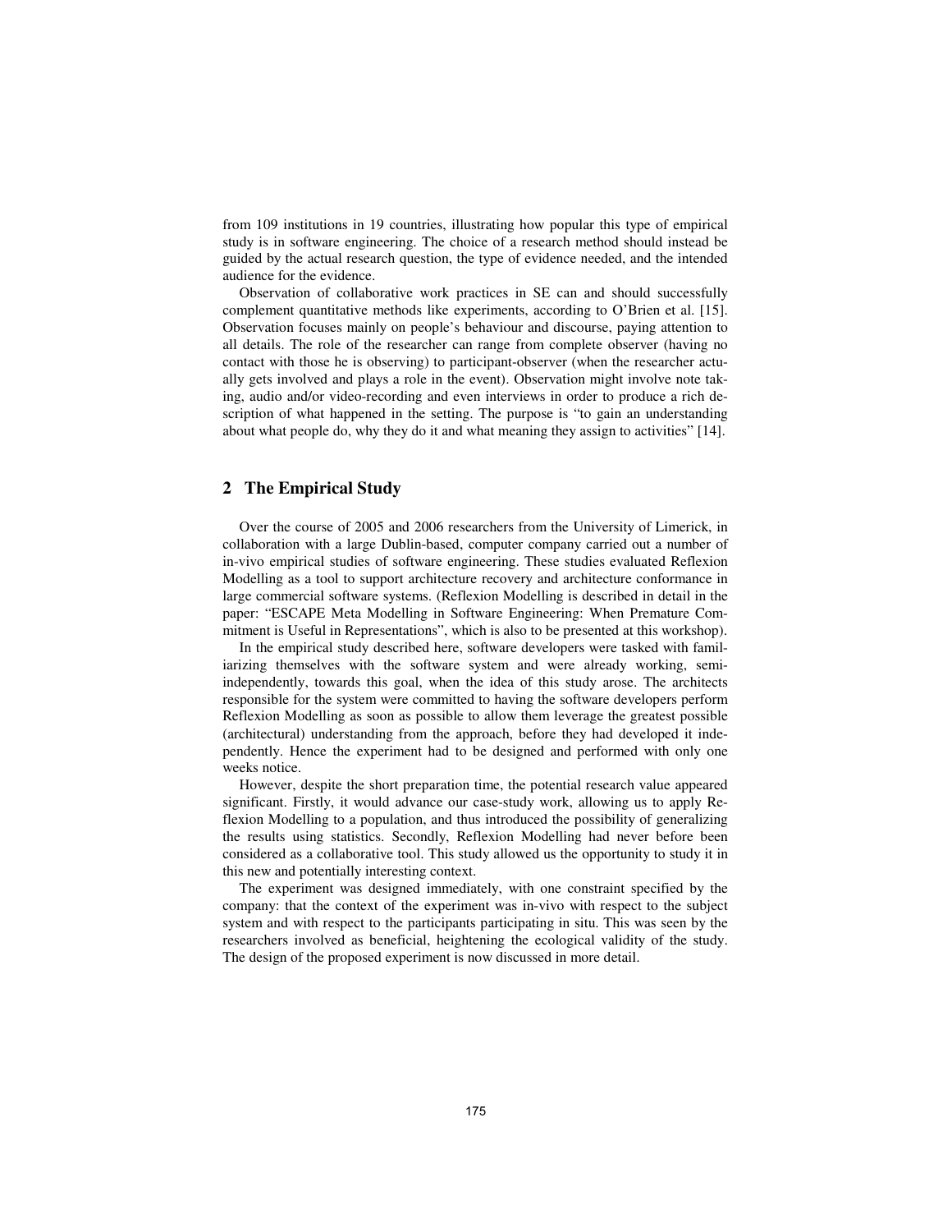from 109 institutions in 19 countries, illustrating how popular this type of empirical study is in software engineering. The choice of a research method should instead be guided by the actual research question, the type of evidence needed, and the intended audience for the evidence.

Observation of collaborative work practices in SE can and should successfully complement quantitative methods like experiments, according to O'Brien et al. [15]. Observation focuses mainly on people's behaviour and discourse, paying attention to all details. The role of the researcher can range from complete observer (having no contact with those he is observing) to participant-observer (when the researcher actually gets involved and plays a role in the event). Observation might involve note taking, audio and/or video-recording and even interviews in order to produce a rich description of what happened in the setting. The purpose is "to gain an understanding about what people do, why they do it and what meaning they assign to activities" [14].

## 2 The Empirical Study

Over the course of 2005 and 2006 researchers from the University of Limerick, in collaboration with a large Dublin-based, computer company carried out a number of in-vivo empirical studies of software engineering. These studies evaluated Reflexion Modelling as a tool to support architecture recovery and architecture conformance in large commercial software systems. (Reflexion Modelling is described in detail in the paper: "ESCAPE Meta Modelling in Software Engineering: When Premature Commitment is Useful in Representations", which is also to be presented at this workshop).

In the empirical study described here, software developers were tasked with familiarizing themselves with the software system and were already working, semi-independently, towards this goal, when the idea of this study arose. The architects responsible for the system were committed to having the software developers perform Reflexion Modelling as soon as possible to allow them leverage the greatest possible (architectural) understanding from the approach, before they had developed it independently. Hence the experiment had to be designed and performed with only one weeks notice.

However, despite the short preparation time, the potential research value appeared significant. Firstly, it would advance our case-study work, allowing us to apply Reflexion Modelling to a population, and thus introduced the possibility of generalizing the results using statistics. Secondly, Reflexion Modelling had never before been considered as a collaborative tool. This study allowed us the opportunity to study it in this new and potentially interesting context.

The experiment was designed immediately, with one constraint specified by the company: that the context of the experiment was in-vivo with respect to the subject system and with respect to the participants participating in situ. This was seen by the researchers involved as beneficial, heightening the ecological validity of the study. The design of the proposed experiment is now discussed in more detail.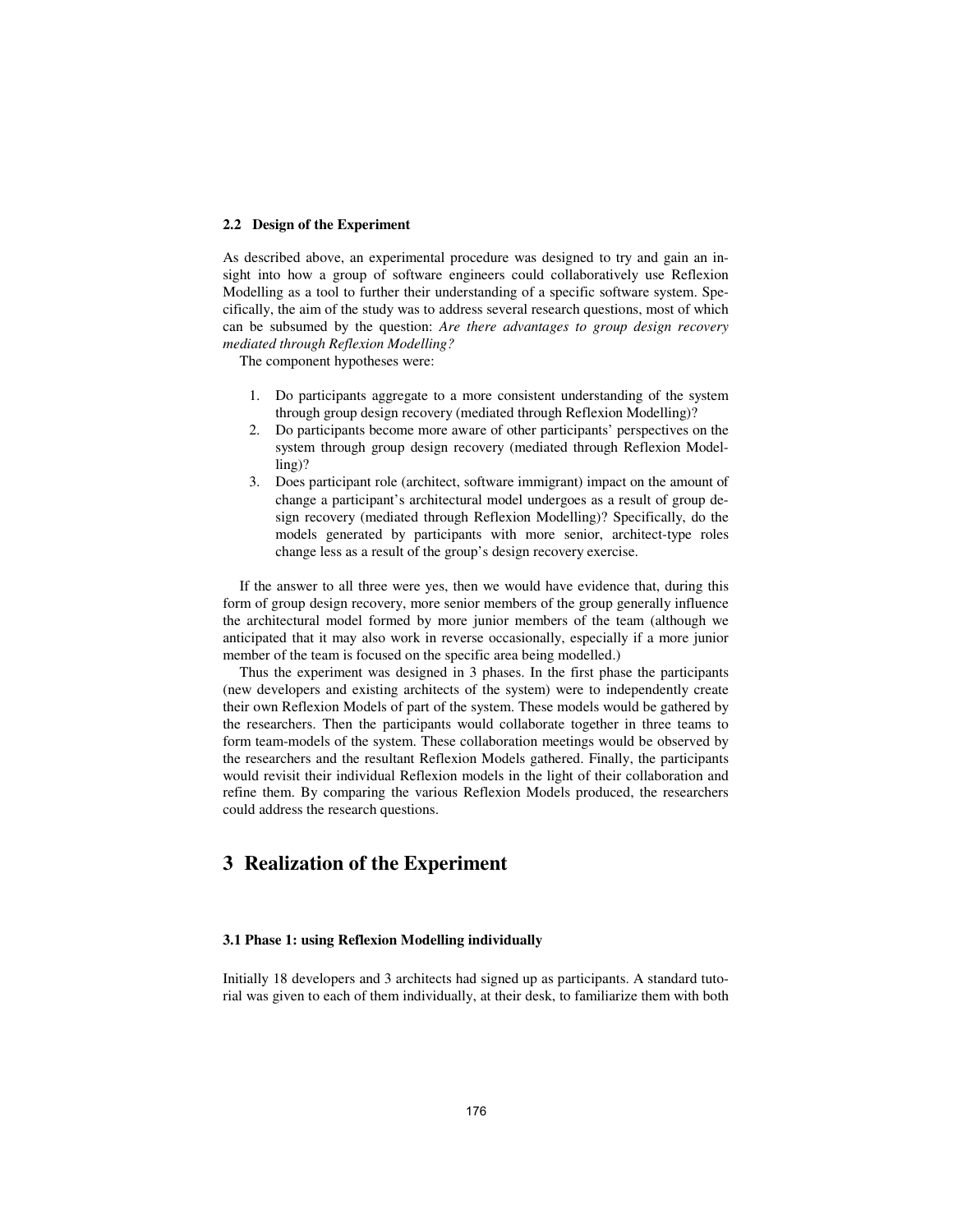### 2.2 Design of the Experiment

As described above, an experimental procedure was designed to try and gain an insight into how a group of software engineers could collaboratively use Reflexion Modelling as a tool to further their understanding of a specific software system. Specifically, the aim of the study was to address several research questions, most of which can be subsumed by the question: *Are there advantages to group design recovery mediated through Reflexion Modelling?*

The component hypotheses were:

1. Do participants aggregate to a more consistent understanding of the system through group design recovery (mediated through Reflexion Modelling)?
2. Do participants become more aware of other participants' perspectives on the system through group design recovery (mediated through Reflexion Modelling)?
3. Does participant role (architect, software immigrant) impact on the amount of change a participant's architectural model undergoes as a result of group design recovery (mediated through Reflexion Modelling)? Specifically, do the models generated by participants with more senior, architect-type roles change less as a result of the group's design recovery exercise.

If the answer to all three were yes, then we would have evidence that, during this form of group design recovery, more senior members of the group generally influence the architectural model formed by more junior members of the team (although we anticipated that it may also work in reverse occasionally, especially if a more junior member of the team is focused on the specific area being modelled.)

Thus the experiment was designed in 3 phases. In the first phase the participants (new developers and existing architects of the system) were to independently create their own Reflexion Models of part of the system. These models would be gathered by the researchers. Then the participants would collaborate together in three teams to form team-models of the system. These collaboration meetings would be observed by the researchers and the resultant Reflexion Models gathered. Finally, the participants would revisit their individual Reflexion models in the light of their collaboration and refine them. By comparing the various Reflexion Models produced, the researchers could address the research questions.

# 3 Realization of the Experiment

### 3.1 Phase 1: using Reflexion Modelling individually

Initially 18 developers and 3 architects had signed up as participants. A standard tutorial was given to each of them individually, at their desk, to familiarize them with both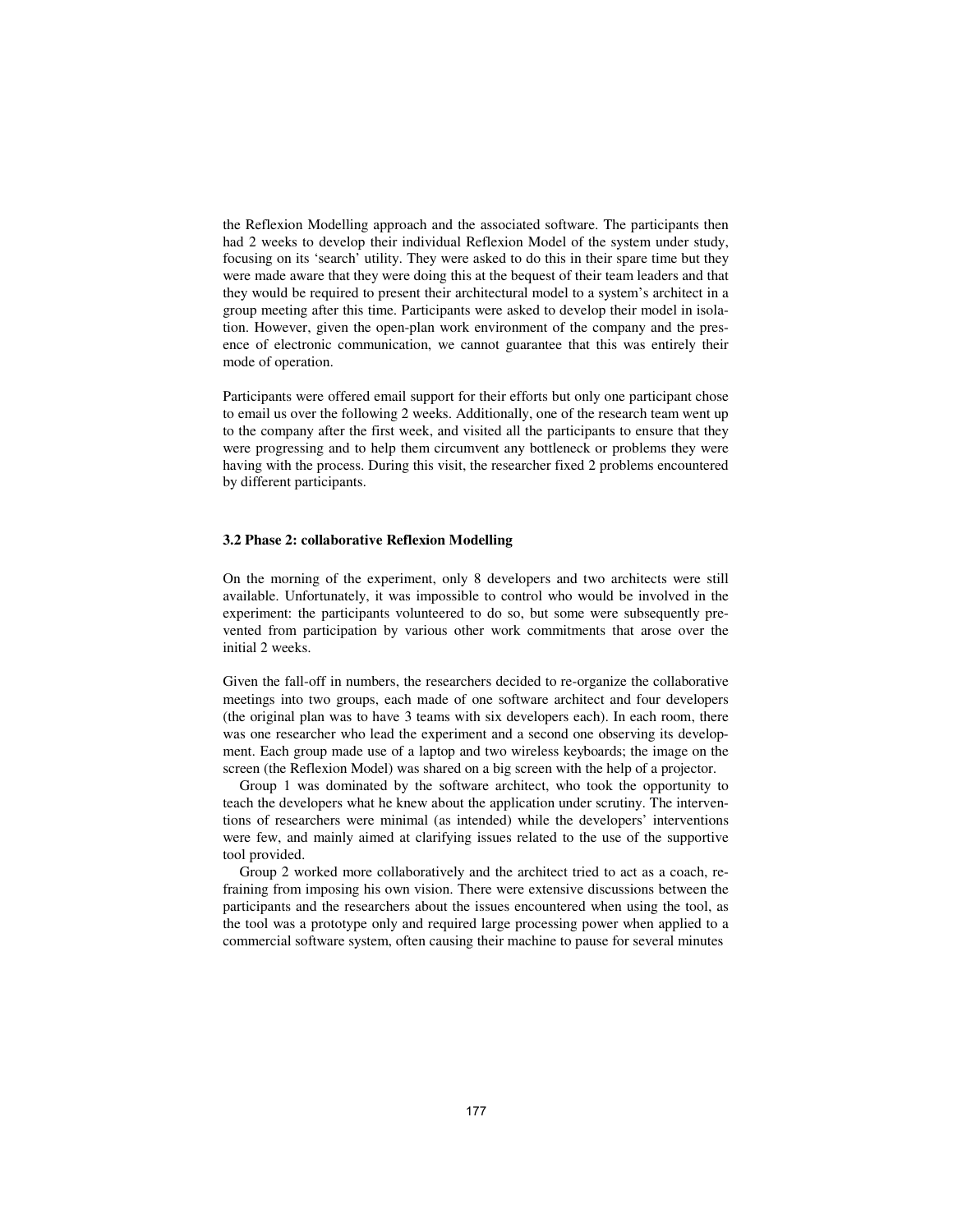the Reflexion Modelling approach and the associated software. The participants then had 2 weeks to develop their individual Reflexion Model of the system under study, focusing on its 'search' utility. They were asked to do this in their spare time but they were made aware that they were doing this at the bequest of their team leaders and that they would be required to present their architectural model to a system's architect in a group meeting after this time. Participants were asked to develop their model in isolation. However, given the open-plan work environment of the company and the presence of electronic communication, we cannot guarantee that this was entirely their mode of operation.

Participants were offered email support for their efforts but only one participant chose to email us over the following 2 weeks. Additionally, one of the research team went up to the company after the first week, and visited all the participants to ensure that they were progressing and to help them circumvent any bottleneck or problems they were having with the process. During this visit, the researcher fixed 2 problems encountered by different participants.

### 3.2 Phase 2: collaborative Reflexion Modelling

On the morning of the experiment, only 8 developers and two architects were still available. Unfortunately, it was impossible to control who would be involved in the experiment: the participants volunteered to do so, but some were subsequently prevented from participation by various other work commitments that arose over the initial 2 weeks.

Given the fall-off in numbers, the researchers decided to re-organize the collaborative meetings into two groups, each made of one software architect and four developers (the original plan was to have 3 teams with six developers each). In each room, there was one researcher who lead the experiment and a second one observing its development. Each group made use of a laptop and two wireless keyboards; the image on the screen (the Reflexion Model) was shared on a big screen with the help of a projector.

Group 1 was dominated by the software architect, who took the opportunity to teach the developers what he knew about the application under scrutiny. The interventions of researchers were minimal (as intended) while the developers' interventions were few, and mainly aimed at clarifying issues related to the use of the supportive tool provided.

Group 2 worked more collaboratively and the architect tried to act as a coach, refraining from imposing his own vision. There were extensive discussions between the participants and the researchers about the issues encountered when using the tool, as the tool was a prototype only and required large processing power when applied to a commercial software system, often causing their machine to pause for several minutes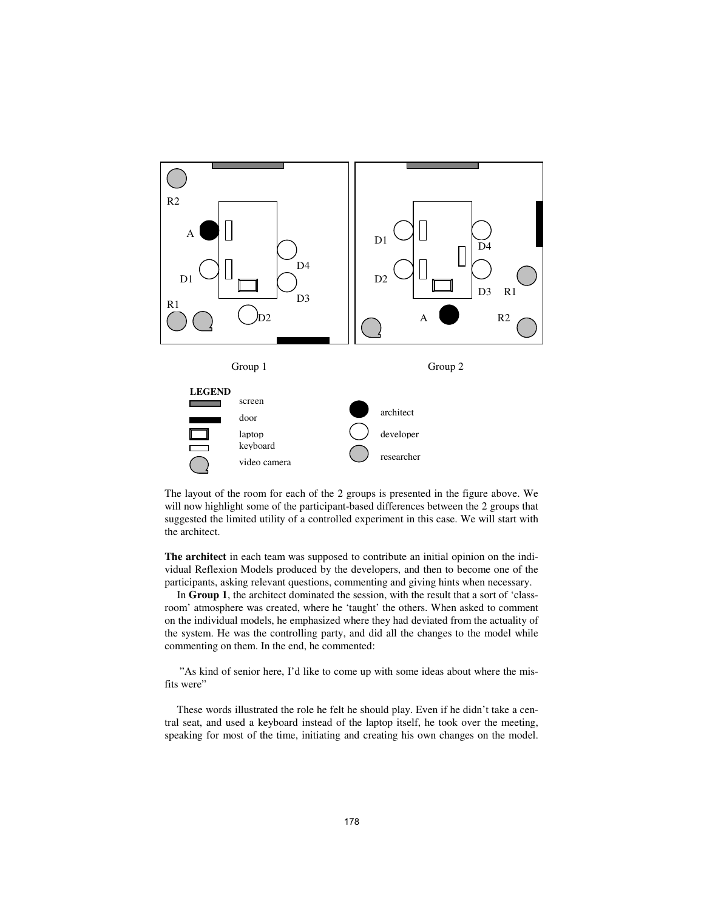Group 1

Group 2

**LEGEND**

screen

door

laptop

keyboard

video camera

architect

developer

researcher

The layout of the room for each of the 2 groups is presented in the figure above. We will now highlight some of the participant-based differences between the 2 groups that suggested the limited utility of a controlled experiment in this case. We will start with the architect.

**The architect** in each team was supposed to contribute an initial opinion on the individual Reflexion Models produced by the developers, and then to become one of the participants, asking relevant questions, commenting and giving hints when necessary.

In **Group 1**, the architect dominated the session, with the result that a sort of 'classroom' atmosphere was created, where he 'taught' the others. When asked to comment on the individual models, he emphasized where they had deviated from the actuality of the system. He was the controlling party, and did all the changes to the model while commenting on them. In the end, he commented:

> "As kind of senior here, I'd like to come up with some ideas about where the misfits were"

These words illustrated the role he felt he should play. Even if he didn't take a central seat, and used a keyboard instead of the laptop itself, he took over the meeting, speaking for most of the time, initiating and creating his own changes on the model.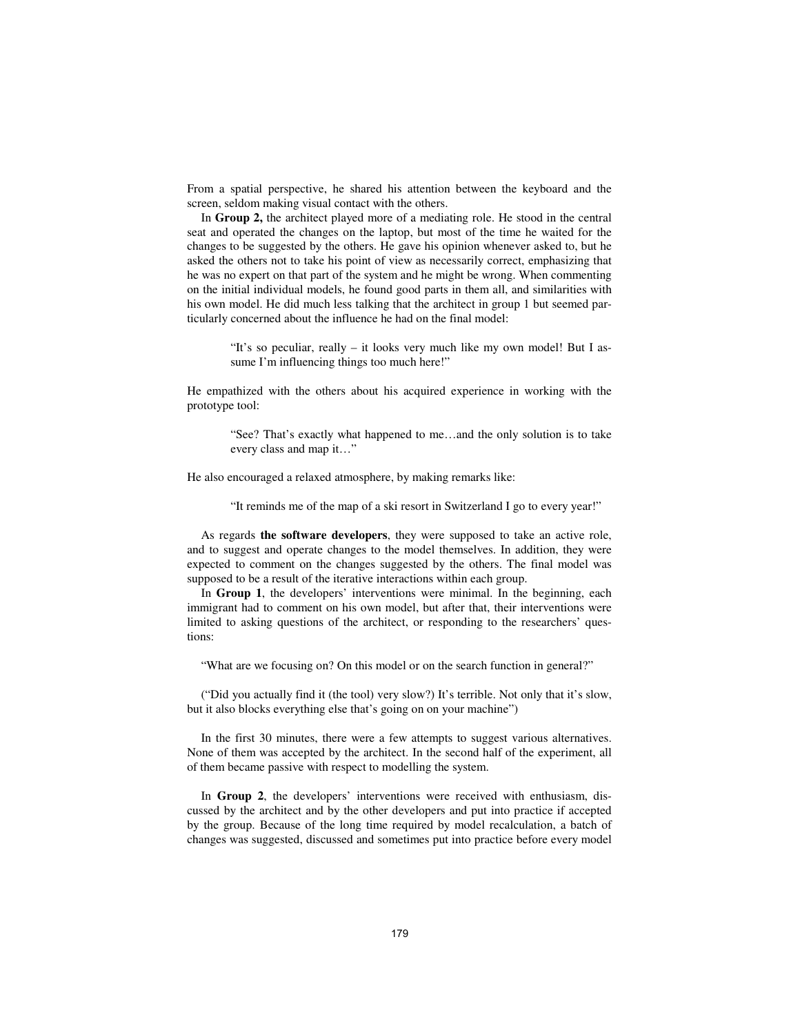From a spatial perspective, he shared his attention between the keyboard and the screen, seldom making visual contact with the others.

In **Group 2,** the architect played more of a mediating role. He stood in the central seat and operated the changes on the laptop, but most of the time he waited for the changes to be suggested by the others. He gave his opinion whenever asked to, but he asked the others not to take his point of view as necessarily correct, emphasizing that he was no expert on that part of the system and he might be wrong. When commenting on the initial individual models, he found good parts in them all, and similarities with his own model. He did much less talking that the architect in group 1 but seemed particularly concerned about the influence he had on the final model:

> "It's so peculiar, really – it looks very much like my own model! But I assume I'm influencing things too much here!"

He empathized with the others about his acquired experience in working with the prototype tool:

> "See? That's exactly what happened to me…and the only solution is to take every class and map it…"

He also encouraged a relaxed atmosphere, by making remarks like:

> "It reminds me of the map of a ski resort in Switzerland I go to every year!"

As regards **the software developers**, they were supposed to take an active role, and to suggest and operate changes to the model themselves. In addition, they were expected to comment on the changes suggested by the others. The final model was supposed to be a result of the iterative interactions within each group.

In **Group 1**, the developers' interventions were minimal. In the beginning, each immigrant had to comment on his own model, but after that, their interventions were limited to asking questions of the architect, or responding to the researchers' questions:

"What are we focusing on? On this model or on the search function in general?"

("Did you actually find it (the tool) very slow?) It's terrible. Not only that it's slow, but it also blocks everything else that's going on on your machine")

In the first 30 minutes, there were a few attempts to suggest various alternatives. None of them was accepted by the architect. In the second half of the experiment, all of them became passive with respect to modelling the system.

In **Group 2**, the developers' interventions were received with enthusiasm, discussed by the architect and by the other developers and put into practice if accepted by the group. Because of the long time required by model recalculation, a batch of changes was suggested, discussed and sometimes put into practice before every model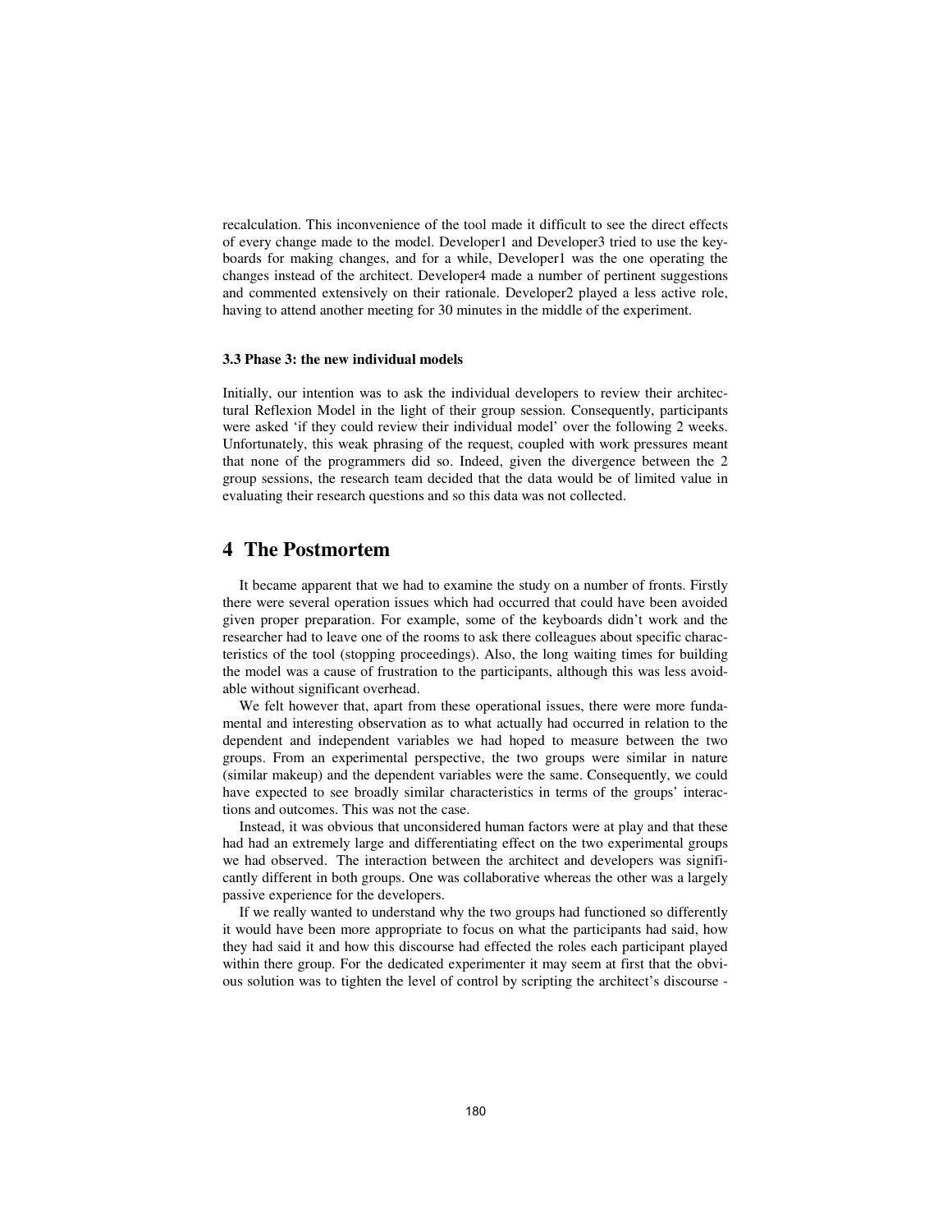recalculation. This inconvenience of the tool made it difficult to see the direct effects of every change made to the model. Developer1 and Developer3 tried to use the keyboards for making changes, and for a while, Developer1 was the one operating the changes instead of the architect. Developer4 made a number of pertinent suggestions and commented extensively on their rationale. Developer2 played a less active role, having to attend another meeting for 30 minutes in the middle of the experiment.

### 3.3 Phase 3: the new individual models

Initially, our intention was to ask the individual developers to review their architectural Reflexion Model in the light of their group session. Consequently, participants were asked 'if they could review their individual model' over the following 2 weeks. Unfortunately, this weak phrasing of the request, coupled with work pressures meant that none of the programmers did so. Indeed, given the divergence between the 2 group sessions, the research team decided that the data would be of limited value in evaluating their research questions and so this data was not collected.

## 4 The Postmortem

It became apparent that we had to examine the study on a number of fronts. Firstly there were several operation issues which had occurred that could have been avoided given proper preparation. For example, some of the keyboards didn't work and the researcher had to leave one of the rooms to ask there colleagues about specific characteristics of the tool (stopping proceedings). Also, the long waiting times for building the model was a cause of frustration to the participants, although this was less avoidable without significant overhead.

We felt however that, apart from these operational issues, there were more fundamental and interesting observation as to what actually had occurred in relation to the dependent and independent variables we had hoped to measure between the two groups. From an experimental perspective, the two groups were similar in nature (similar makeup) and the dependent variables were the same. Consequently, we could have expected to see broadly similar characteristics in terms of the groups' interactions and outcomes. This was not the case.

Instead, it was obvious that unconsidered human factors were at play and that these had had an extremely large and differentiating effect on the two experimental groups we had observed. The interaction between the architect and developers was significantly different in both groups. One was collaborative whereas the other was a largely passive experience for the developers.

If we really wanted to understand why the two groups had functioned so differently it would have been more appropriate to focus on what the participants had said, how they had said it and how this discourse had effected the roles each participant played within there group. For the dedicated experimenter it may seem at first that the obvious solution was to tighten the level of control by scripting the architect's discourse -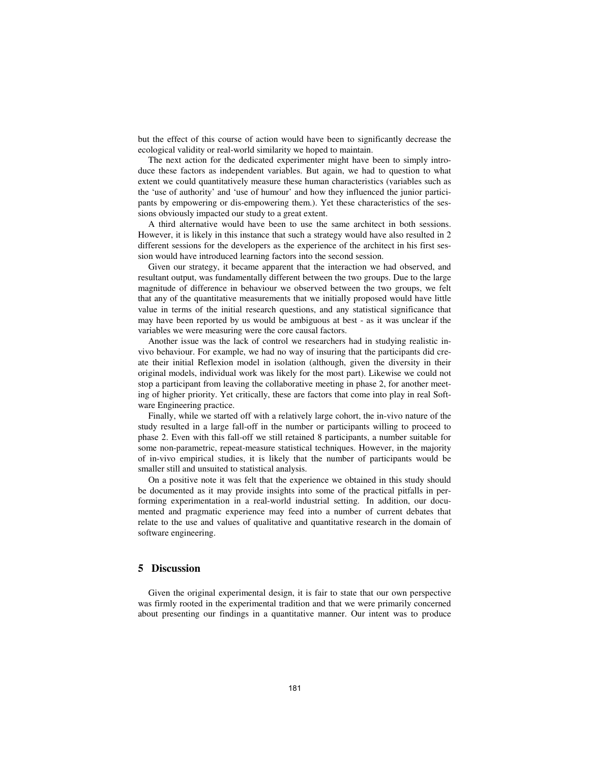but the effect of this course of action would have been to significantly decrease the ecological validity or real-world similarity we hoped to maintain.

The next action for the dedicated experimenter might have been to simply introduce these factors as independent variables. But again, we had to question to what extent we could quantitatively measure these human characteristics (variables such as the 'use of authority' and 'use of humour' and how they influenced the junior participants by empowering or dis-empowering them.). Yet these characteristics of the sessions obviously impacted our study to a great extent.

A third alternative would have been to use the same architect in both sessions. However, it is likely in this instance that such a strategy would have also resulted in 2 different sessions for the developers as the experience of the architect in his first session would have introduced learning factors into the second session.

Given our strategy, it became apparent that the interaction we had observed, and resultant output, was fundamentally different between the two groups. Due to the large magnitude of difference in behaviour we observed between the two groups, we felt that any of the quantitative measurements that we initially proposed would have little value in terms of the initial research questions, and any statistical significance that may have been reported by us would be ambiguous at best - as it was unclear if the variables we were measuring were the core causal factors.

Another issue was the lack of control we researchers had in studying realistic in-vivo behaviour. For example, we had no way of insuring that the participants did create their initial Reflexion model in isolation (although, given the diversity in their original models, individual work was likely for the most part). Likewise we could not stop a participant from leaving the collaborative meeting in phase 2, for another meeting of higher priority. Yet critically, these are factors that come into play in real Software Engineering practice.

Finally, while we started off with a relatively large cohort, the in-vivo nature of the study resulted in a large fall-off in the number or participants willing to proceed to phase 2. Even with this fall-off we still retained 8 participants, a number suitable for some non-parametric, repeat-measure statistical techniques. However, in the majority of in-vivo empirical studies, it is likely that the number of participants would be smaller still and unsuited to statistical analysis.

On a positive note it was felt that the experience we obtained in this study should be documented as it may provide insights into some of the practical pitfalls in performing experimentation in a real-world industrial setting. In addition, our documented and pragmatic experience may feed into a number of current debates that relate to the use and values of qualitative and quantitative research in the domain of software engineering.

## 5 Discussion

Given the original experimental design, it is fair to state that our own perspective was firmly rooted in the experimental tradition and that we were primarily concerned about presenting our findings in a quantitative manner. Our intent was to produce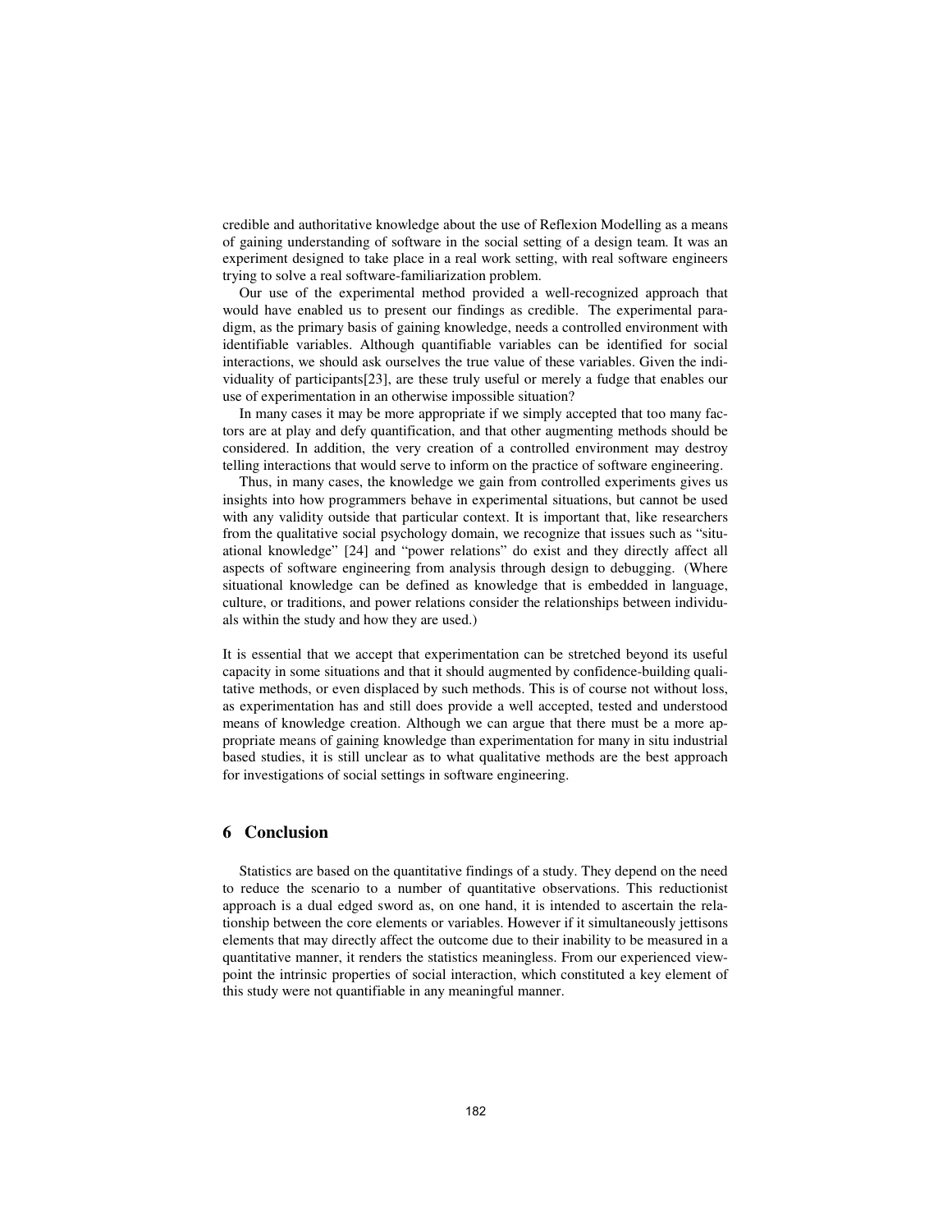credible and authoritative knowledge about the use of Reflexion Modelling as a means of gaining understanding of software in the social setting of a design team. It was an experiment designed to take place in a real work setting, with real software engineers trying to solve a real software-familiarization problem.

Our use of the experimental method provided a well-recognized approach that would have enabled us to present our findings as credible. The experimental paradigm, as the primary basis of gaining knowledge, needs a controlled environment with identifiable variables. Although quantifiable variables can be identified for social interactions, we should ask ourselves the true value of these variables. Given the individuality of participants[23], are these truly useful or merely a fudge that enables our use of experimentation in an otherwise impossible situation?

In many cases it may be more appropriate if we simply accepted that too many factors are at play and defy quantification, and that other augmenting methods should be considered. In addition, the very creation of a controlled environment may destroy telling interactions that would serve to inform on the practice of software engineering.

Thus, in many cases, the knowledge we gain from controlled experiments gives us insights into how programmers behave in experimental situations, but cannot be used with any validity outside that particular context. It is important that, like researchers from the qualitative social psychology domain, we recognize that issues such as "situational knowledge" [24] and "power relations" do exist and they directly affect all aspects of software engineering from analysis through design to debugging. (Where situational knowledge can be defined as knowledge that is embedded in language, culture, or traditions, and power relations consider the relationships between individuals within the study and how they are used.)

It is essential that we accept that experimentation can be stretched beyond its useful capacity in some situations and that it should augmented by confidence-building qualitative methods, or even displaced by such methods. This is of course not without loss, as experimentation has and still does provide a well accepted, tested and understood means of knowledge creation. Although we can argue that there must be a more appropriate means of gaining knowledge than experimentation for many in situ industrial based studies, it is still unclear as to what qualitative methods are the best approach for investigations of social settings in software engineering.

## 6 Conclusion

Statistics are based on the quantitative findings of a study. They depend on the need to reduce the scenario to a number of quantitative observations. This reductionist approach is a dual edged sword as, on one hand, it is intended to ascertain the relationship between the core elements or variables. However if it simultaneously jettisons elements that may directly affect the outcome due to their inability to be measured in a quantitative manner, it renders the statistics meaningless. From our experienced viewpoint the intrinsic properties of social interaction, which constituted a key element of this study were not quantifiable in any meaningful manner.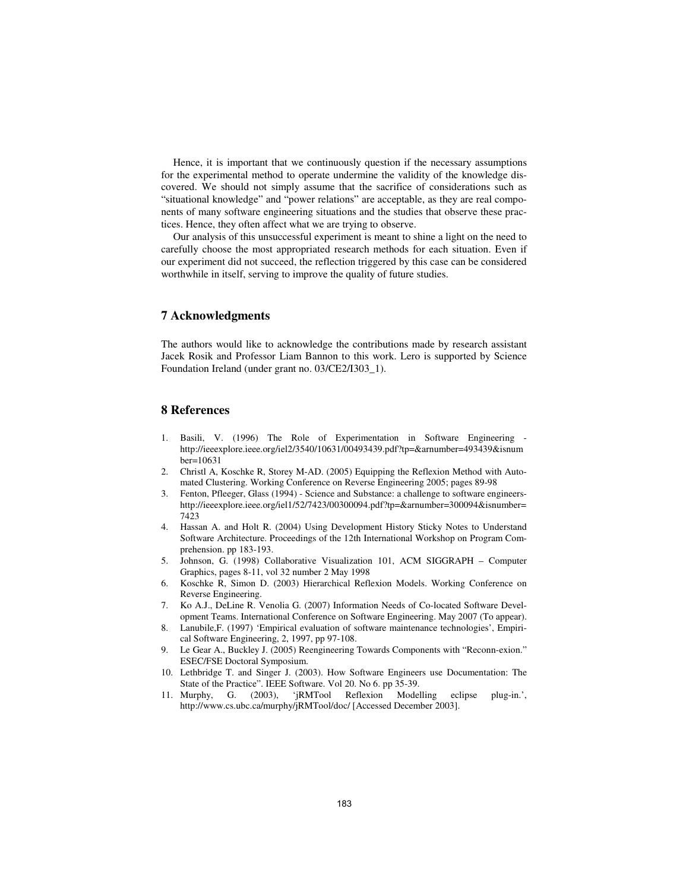Hence, it is important that we continuously question if the necessary assumptions for the experimental method to operate undermine the validity of the knowledge discovered. We should not simply assume that the sacrifice of considerations such as "situational knowledge" and "power relations" are acceptable, as they are real components of many software engineering situations and the studies that observe these practices. Hence, they often affect what we are trying to observe.

Our analysis of this unsuccessful experiment is meant to shine a light on the need to carefully choose the most appropriated research methods for each situation. Even if our experiment did not succeed, the reflection triggered by this case can be considered worthwhile in itself, serving to improve the quality of future studies.

## 7 Acknowledgments

The authors would like to acknowledge the contributions made by research assistant Jacek Rosik and Professor Liam Bannon to this work. Lero is supported by Science Foundation Ireland (under grant no. 03/CE2/I303_1).

## 8 References

1. Basili, V. (1996) The Role of Experimentation in Software Engineering - http://ieeexplore.ieee.org/iel2/3540/10631/00493439.pdf?tp=&arnumber=493439&isnumber=10631
2. Christl A, Koschke R, Storey M-AD. (2005) Equipping the Reflexion Method with Automated Clustering. Working Conference on Reverse Engineering 2005; pages 89-98
3. Fenton, Pfleeger, Glass (1994) - Science and Substance: a challenge to software engineers- http://ieeexplore.ieee.org/iel1/52/7423/00300094.pdf?tp=&arnumber=300094&isnumber=7423
4. Hassan A. and Holt R. (2004) Using Development History Sticky Notes to Understand Software Architecture. Proceedings of the 12th International Workshop on Program Comprehension. pp 183-193.
5. Johnson, G. (1998) Collaborative Visualization 101, ACM SIGGRAPH – Computer Graphics, pages 8-11, vol 32 number 2 May 1998
6. Koschke R, Simon D. (2003) Hierarchical Reflexion Models. Working Conference on Reverse Engineering.
7. Ko A.J., DeLine R. Venolia G. (2007) Information Needs of Co-located Software Development Teams. International Conference on Software Engineering. May 2007 (To appear).
8. Lanubile,F. (1997) 'Empirical evaluation of software maintenance technologies', Empirical Software Engineering, 2, 1997, pp 97-108.
9. Le Gear A., Buckley J. (2005) Reengineering Towards Components with "Reconn-exion." ESEC/FSE Doctoral Symposium.
10. Lethbridge T. and Singer J. (2003). How Software Engineers use Documentation: The State of the Practice". IEEE Software. Vol 20. No 6. pp 35-39.
11. Murphy, G. (2003), 'jRMTool Reflexion Modelling eclipse plug-in.', http://www.cs.ubc.ca/murphy/jRMTool/doc/ [Accessed December 2003].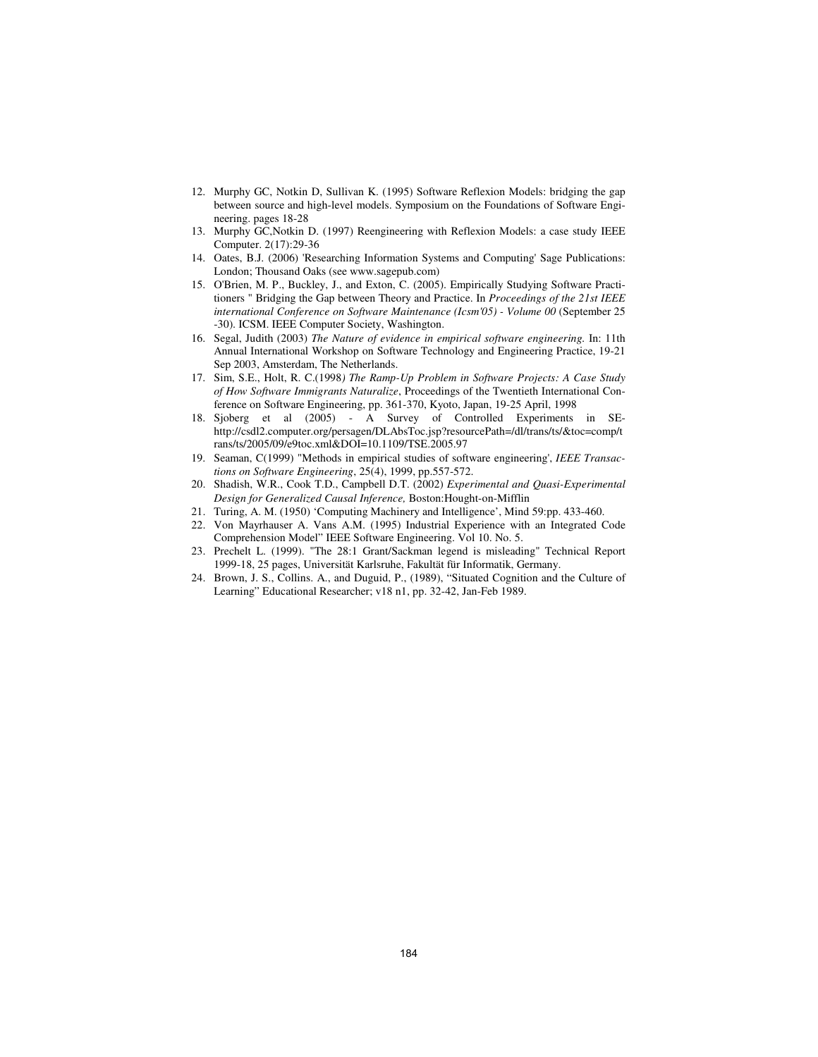12. Murphy GC, Notkin D, Sullivan K. (1995) Software Reflexion Models: bridging the gap between source and high-level models. Symposium on the Foundations of Software Engineering. pages 18-28
13. Murphy GC,Notkin D. (1997) Reengineering with Reflexion Models: a case study IEEE Computer. 2(17):29-36
14. Oates, B.J. (2006) 'Researching Information Systems and Computing' Sage Publications: London; Thousand Oaks (see www.sagepub.com)
15. O'Brien, M. P., Buckley, J., and Exton, C. (2005). Empirically Studying Software Practitioners " Bridging the Gap between Theory and Practice. In *Proceedings of the 21st IEEE international Conference on Software Maintenance (Icsm'05) - Volume 00* (September 25 -30). ICSM. IEEE Computer Society, Washington.
16. Segal, Judith (2003) *The Nature of evidence in empirical software engineering.* In: 11th Annual International Workshop on Software Technology and Engineering Practice, 19-21 Sep 2003, Amsterdam, The Netherlands.
17. Sim, S.E., Holt, R. C.(1998*) The Ramp-Up Problem in Software Projects: A Case Study of How Software Immigrants Naturalize*, Proceedings of the Twentieth International Conference on Software Engineering, pp. 361-370, Kyoto, Japan, 19-25 April, 1998
18. Sjoberg et al (2005) - A Survey of Controlled Experiments in SE-http://csdl2.computer.org/persagen/DLAbsToc.jsp?resourcePath=/dl/trans/ts/&toc=comp/trans/ts/2005/09/e9toc.xml&DOI=10.1109/TSE.2005.97
19. Seaman, C(1999) "Methods in empirical studies of software engineering', *IEEE Transactions on Software Engineering*, 25(4), 1999, pp.557-572.
20. Shadish, W.R., Cook T.D., Campbell D.T. (2002) *Experimental and Quasi-Experimental Design for Generalized Causal Inference,* Boston:Hought-on-Mifflin
21. Turing, A. M. (1950) 'Computing Machinery and Intelligence', Mind 59:pp. 433-460.
22. Von Mayrhauser A. Vans A.M. (1995) Industrial Experience with an Integrated Code Comprehension Model" IEEE Software Engineering. Vol 10. No. 5.
23. Prechelt L. (1999). "The 28:1 Grant/Sackman legend is misleading" Technical Report 1999-18, 25 pages, Universität Karlsruhe, Fakultät für Informatik, Germany.
24. Brown, J. S., Collins. A., and Duguid, P., (1989), "Situated Cognition and the Culture of Learning" Educational Researcher; v18 n1, pp. 32-42, Jan-Feb 1989.